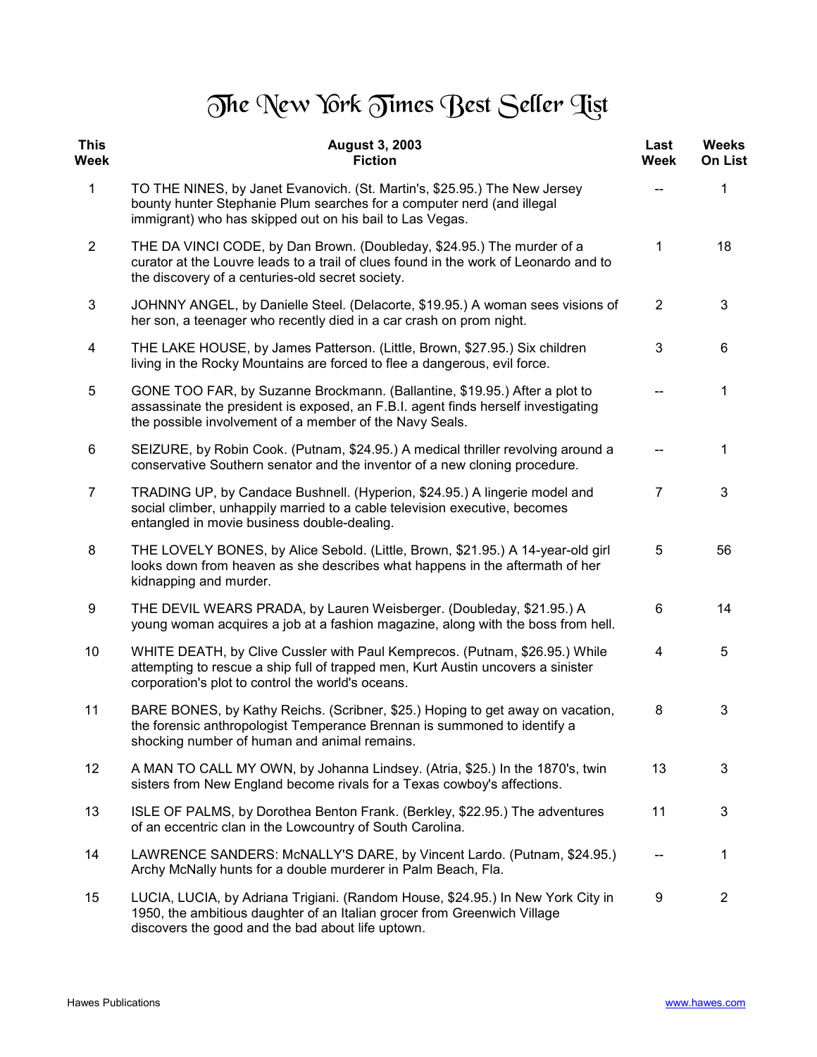# The New York Times Best Seller List

| This Week | August 3, 2003<br>Fiction | Last Week | Weeks On List |
|---|---|---|---|
| 1 | TO THE NINES, by Janet Evanovich. (St. Martin's, $25.95.) The New Jersey bounty hunter Stephanie Plum searches for a computer nerd (and illegal immigrant) who has skipped out on his bail to Las Vegas. | -- | 1 |
| 2 | THE DA VINCI CODE, by Dan Brown. (Doubleday, $24.95.) The murder of a curator at the Louvre leads to a trail of clues found in the work of Leonardo and to the discovery of a centuries-old secret society. | 1 | 18 |
| 3 | JOHNNY ANGEL, by Danielle Steel. (Delacorte, $19.95.) A woman sees visions of her son, a teenager who recently died in a car crash on prom night. | 2 | 3 |
| 4 | THE LAKE HOUSE, by James Patterson. (Little, Brown, $27.95.) Six children living in the Rocky Mountains are forced to flee a dangerous, evil force. | 3 | 6 |
| 5 | GONE TOO FAR, by Suzanne Brockmann. (Ballantine, $19.95.) After a plot to assassinate the president is exposed, an F.B.I. agent finds herself investigating the possible involvement of a member of the Navy Seals. | -- | 1 |
| 6 | SEIZURE, by Robin Cook. (Putnam, $24.95.) A medical thriller revolving around a conservative Southern senator and the inventor of a new cloning procedure. | -- | 1 |
| 7 | TRADING UP, by Candace Bushnell. (Hyperion, $24.95.) A lingerie model and social climber, unhappily married to a cable television executive, becomes entangled in movie business double-dealing. | 7 | 3 |
| 8 | THE LOVELY BONES, by Alice Sebold. (Little, Brown, $21.95.) A 14-year-old girl looks down from heaven as she describes what happens in the aftermath of her kidnapping and murder. | 5 | 56 |
| 9 | THE DEVIL WEARS PRADA, by Lauren Weisberger. (Doubleday, $21.95.) A young woman acquires a job at a fashion magazine, along with the boss from hell. | 6 | 14 |
| 10 | WHITE DEATH, by Clive Cussler with Paul Kemprecos. (Putnam, $26.95.) While attempting to rescue a ship full of trapped men, Kurt Austin uncovers a sinister corporation's plot to control the world's oceans. | 4 | 5 |
| 11 | BARE BONES, by Kathy Reichs. (Scribner, $25.) Hoping to get away on vacation, the forensic anthropologist Temperance Brennan is summoned to identify a shocking number of human and animal remains. | 8 | 3 |
| 12 | A MAN TO CALL MY OWN, by Johanna Lindsey. (Atria, $25.) In the 1870's, twin sisters from New England become rivals for a Texas cowboy's affections. | 13 | 3 |
| 13 | ISLE OF PALMS, by Dorothea Benton Frank. (Berkley, $22.95.) The adventures of an eccentric clan in the Lowcountry of South Carolina. | 11 | 3 |
| 14 | LAWRENCE SANDERS: McNALLY'S DARE, by Vincent Lardo. (Putnam, $24.95.) Archy McNally hunts for a double murderer in Palm Beach, Fla. | -- | 1 |
| 15 | LUCIA, LUCIA, by Adriana Trigiani. (Random House, $24.95.) In New York City in 1950, the ambitious daughter of an Italian grocer from Greenwich Village discovers the good and the bad about life uptown. | 9 | 2 |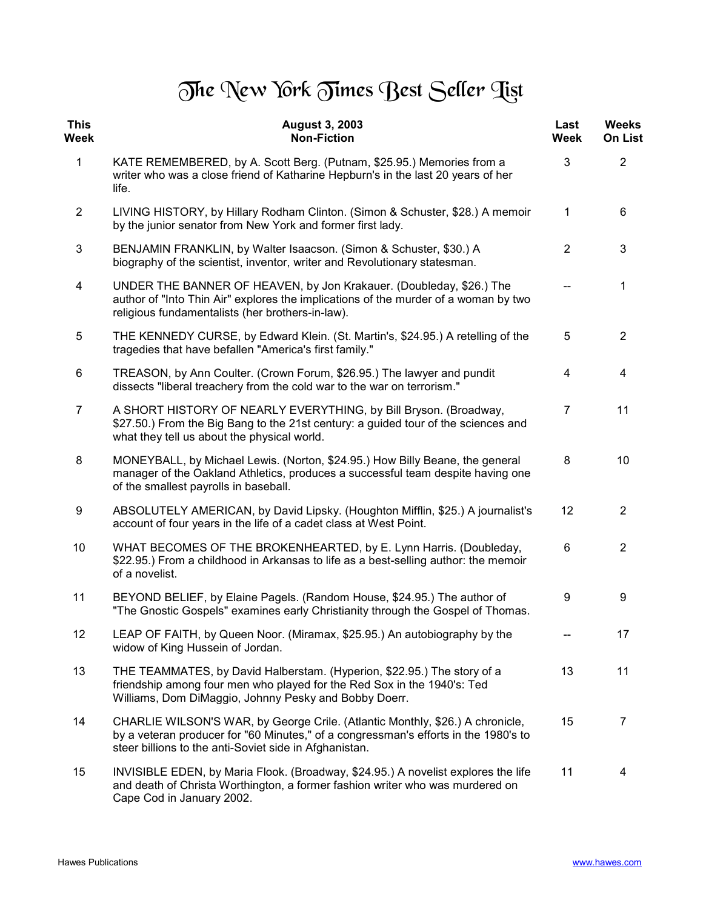# The New York Times Best Seller List

| This Week | August 3, 2003<br>Non-Fiction | Last Week | Weeks On List |
|---|---|---|---|
| 1 | KATE REMEMBERED, by A. Scott Berg. (Putnam, $25.95.) Memories from a writer who was a close friend of Katharine Hepburn's in the last 20 years of her life. | 3 | 2 |
| 2 | LIVING HISTORY, by Hillary Rodham Clinton. (Simon & Schuster, $28.) A memoir by the junior senator from New York and former first lady. | 1 | 6 |
| 3 | BENJAMIN FRANKLIN, by Walter Isaacson. (Simon & Schuster, $30.) A biography of the scientist, inventor, writer and Revolutionary statesman. | 2 | 3 |
| 4 | UNDER THE BANNER OF HEAVEN, by Jon Krakauer. (Doubleday, $26.) The author of "Into Thin Air" explores the implications of the murder of a woman by two religious fundamentalists (her brothers-in-law). | -- | 1 |
| 5 | THE KENNEDY CURSE, by Edward Klein. (St. Martin's, $24.95.) A retelling of the tragedies that have befallen "America's first family." | 5 | 2 |
| 6 | TREASON, by Ann Coulter. (Crown Forum, $26.95.) The lawyer and pundit dissects "liberal treachery from the cold war to the war on terrorism." | 4 | 4 |
| 7 | A SHORT HISTORY OF NEARLY EVERYTHING, by Bill Bryson. (Broadway, $27.50.) From the Big Bang to the 21st century: a guided tour of the sciences and what they tell us about the physical world. | 7 | 11 |
| 8 | MONEYBALL, by Michael Lewis. (Norton, $24.95.) How Billy Beane, the general manager of the Oakland Athletics, produces a successful team despite having one of the smallest payrolls in baseball. | 8 | 10 |
| 9 | ABSOLUTELY AMERICAN, by David Lipsky. (Houghton Mifflin, $25.) A journalist's account of four years in the life of a cadet class at West Point. | 12 | 2 |
| 10 | WHAT BECOMES OF THE BROKENHEARTED, by E. Lynn Harris. (Doubleday, $22.95.) From a childhood in Arkansas to life as a best-selling author: the memoir of a novelist. | 6 | 2 |
| 11 | BEYOND BELIEF, by Elaine Pagels. (Random House, $24.95.) The author of "The Gnostic Gospels" examines early Christianity through the Gospel of Thomas. | 9 | 9 |
| 12 | LEAP OF FAITH, by Queen Noor. (Miramax, $25.95.) An autobiography by the widow of King Hussein of Jordan. | -- | 17 |
| 13 | THE TEAMMATES, by David Halberstam. (Hyperion, $22.95.) The story of a friendship among four men who played for the Red Sox in the 1940's: Ted Williams, Dom DiMaggio, Johnny Pesky and Bobby Doerr. | 13 | 11 |
| 14 | CHARLIE WILSON'S WAR, by George Crile. (Atlantic Monthly, $26.) A chronicle, by a veteran producer for "60 Minutes," of a congressman's efforts in the 1980's to steer billions to the anti-Soviet side in Afghanistan. | 15 | 7 |
| 15 | INVISIBLE EDEN, by Maria Flook. (Broadway, $24.95.) A novelist explores the life and death of Christa Worthington, a former fashion writer who was murdered on Cape Cod in January 2002. | 11 | 4 |

Hawes Publications www.hawes.com